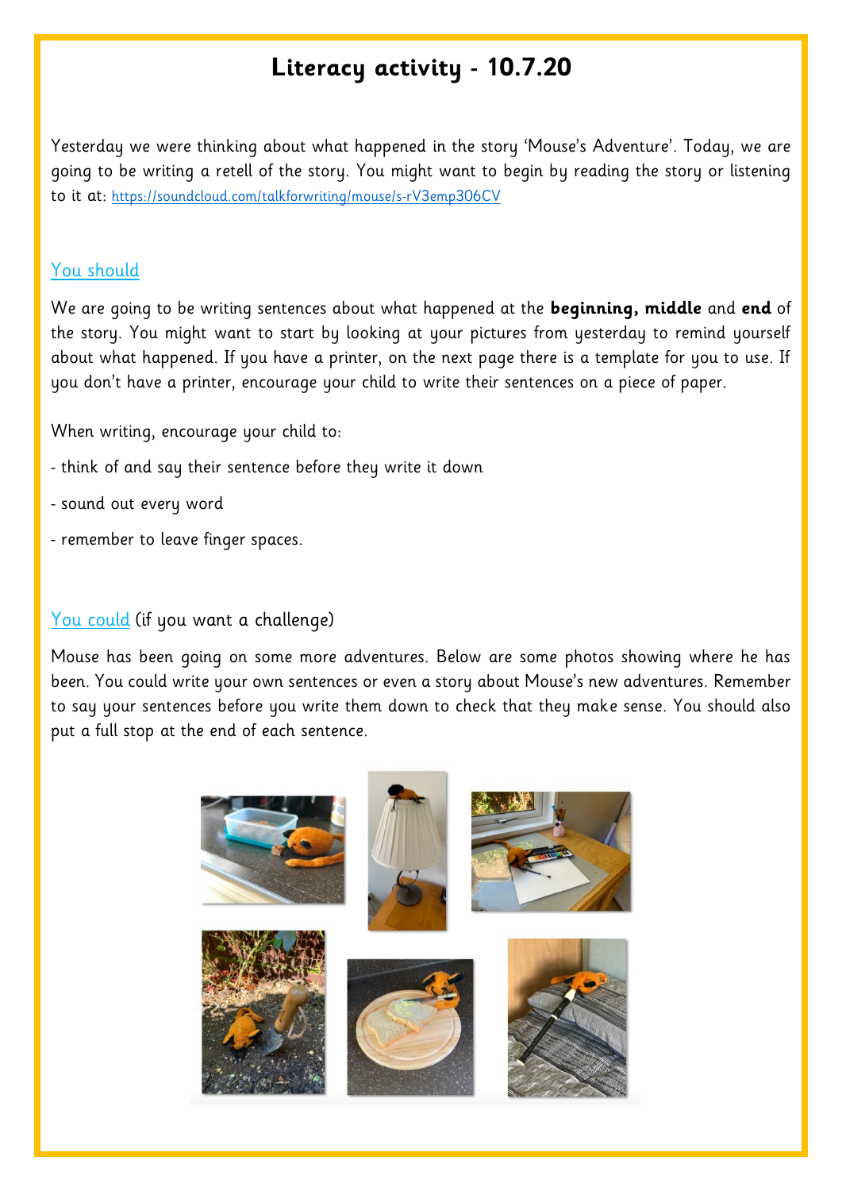# Literacy activity - 10.7.20

Yesterday we were thinking about what happened in the story 'Mouse's Adventure'. Today, we are going to be writing a retell of the story. You might want to begin by reading the story or listening to it at: https://soundcloud.com/talkforwriting/mouse/s-rV3emp306CV

## You should

We are going to be writing sentences about what happened at the **beginning, middle** and **end** of the story. You might want to start by looking at your pictures from yesterday to remind yourself about what happened. If you have a printer, on the next page there is a template for you to use. If you don't have a printer, encourage your child to write their sentences on a piece of paper.

When writing, encourage your child to:

- think of and say their sentence before they write it down
- sound out every word
- remember to leave finger spaces.

## You could (if you want a challenge)

Mouse has been going on some more adventures. Below are some photos showing where he has been. You could write your own sentences or even a story about Mouse's new adventures. Remember to say your sentences before you write them down to check that they make sense. You should also put a full stop at the end of each sentence.